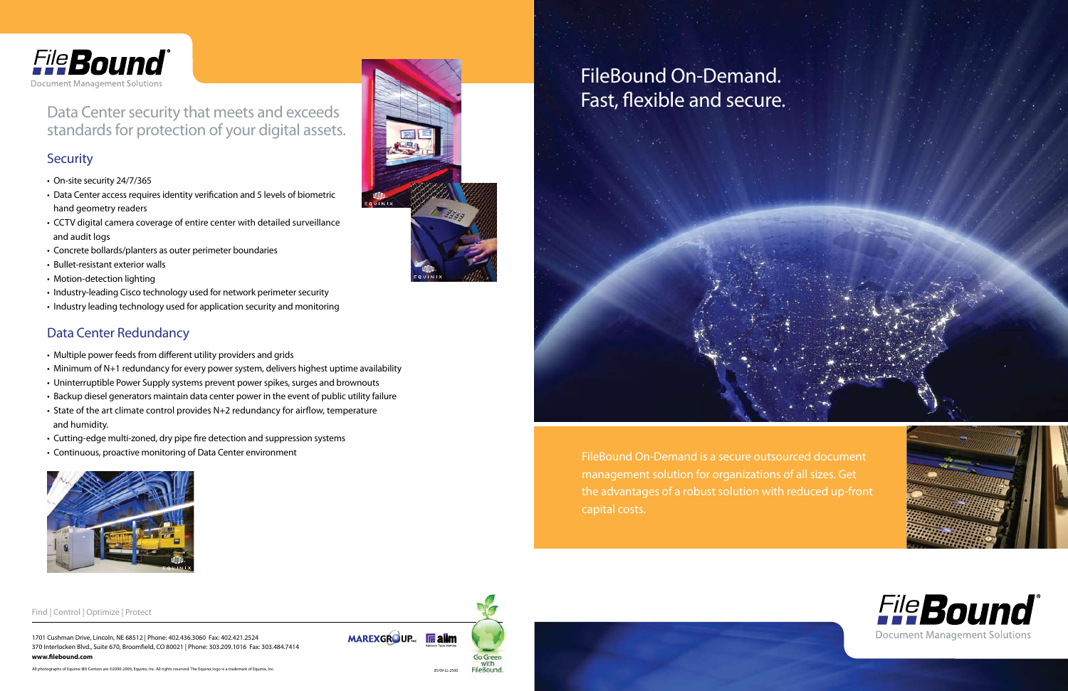FileBound Document Management Solutions

## Data Center security that meets and exceeds standards for protection of your digital assets.

### Security

- On-site security 24/7/365
- Data Center access requires identity verification and 5 levels of biometric hand geometry readers
- CCTV digital camera coverage of entire center with detailed surveillance and audit logs
- Concrete bollards/planters as outer perimeter boundaries
- Bullet-resistant exterior walls
- Motion-detection lighting
- Industry-leading Cisco technology used for network perimeter security
- Industry leading technology used for application security and monitoring

### Data Center Redundancy

- Multiple power feeds from different utility providers and grids
- Minimum of N+1 redundancy for every power system, delivers highest uptime availability
- Uninterruptible Power Supply systems prevent power spikes, surges and brownouts
- Backup diesel generators maintain data center power in the event of public utility failure
- State of the art climate control provides N+2 redundancy for airflow, temperature and humidity.
- Cutting-edge multi-zoned, dry pipe fire detection and suppression systems
- Continuous, proactive monitoring of Data Center environment

Find | Control | Optimize | Protect

1701 Cushman Drive, Lincoln, NE 68512 | Phone: 402.436.3060 Fax: 402.421.2524
370 Interlocken Blvd., Suite 670, Broomfield, CO 80021 | Phone: 303.209.1016 Fax: 303.484.7414
**www.filebound.com**

All photographs of Equinix IBX Centers are ©2000-2009, Equinix, Inc. All rights reserved. The Equinix logo is a trademark of Equinix, Inc.

MAREXGROUP INC. aiim

05/09-LL-2500

Go Green with FileBound.

# FileBound On-Demand. Fast, flexible and secure.

FileBound On-Demand is a secure outsourced document management solution for organizations of all sizes. Get the advantages of a robust solution with reduced up-front capital costs.

FileBound Document Management Solutions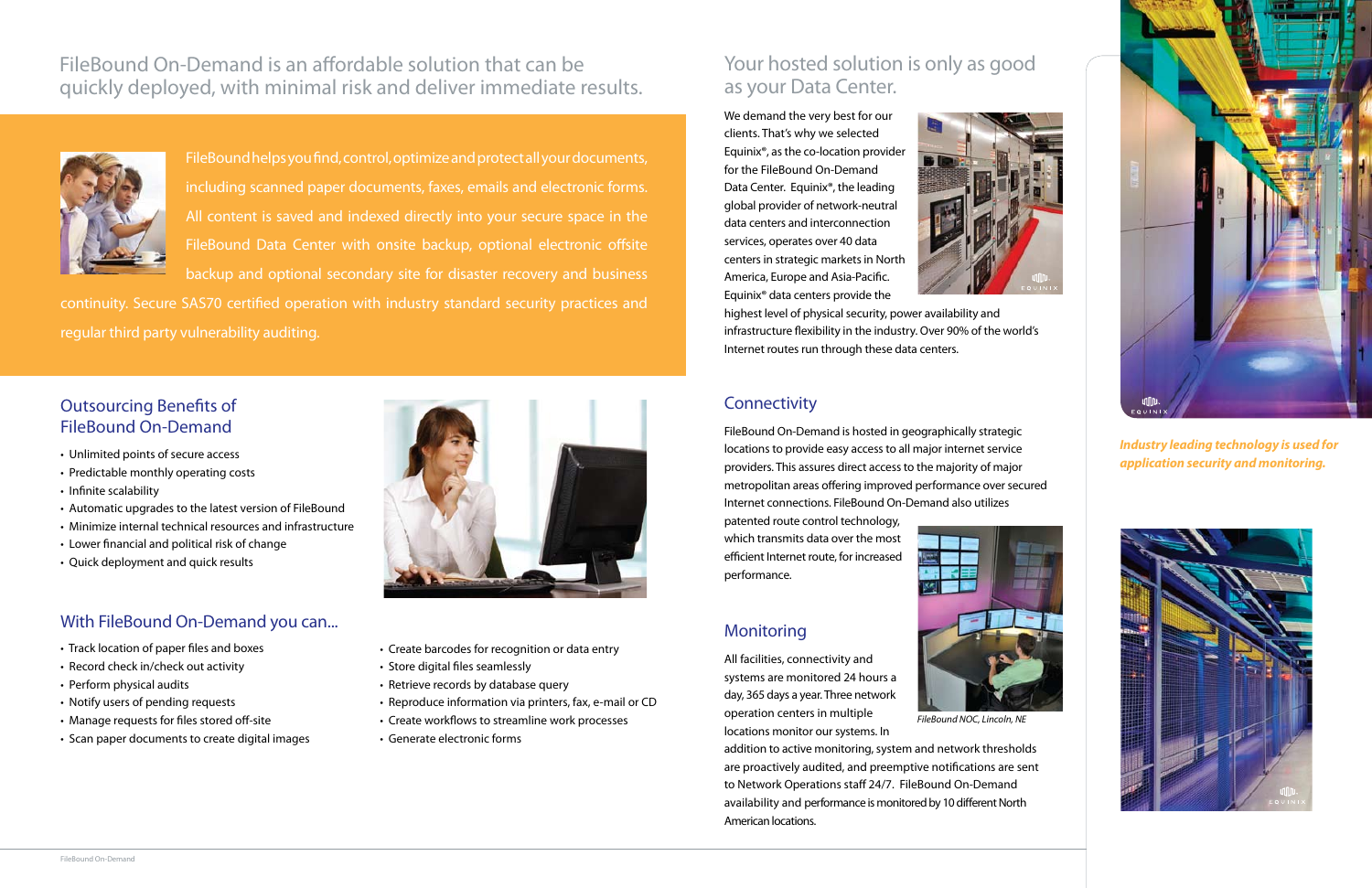## FileBound On-Demand is an affordable solution that can be quickly deployed, with minimal risk and deliver immediate results.

FileBound helps you find, control, optimize and protect all your documents, including scanned paper documents, faxes, emails and electronic forms. All content is saved and indexed directly into your secure space in the FileBound Data Center with onsite backup, optional electronic offsite backup and optional secondary site for disaster recovery and business continuity. Secure SAS70 certified operation with industry standard security practices and regular third party vulnerability auditing.

### Outsourcing Benefits of FileBound On-Demand

- Unlimited points of secure access
- Predictable monthly operating costs
- Infinite scalability
- Automatic upgrades to the latest version of FileBound
- Minimize internal technical resources and infrastructure
- Lower financial and political risk of change
- Quick deployment and quick results

### With FileBound On-Demand you can...

- Track location of paper files and boxes
- Record check in/check out activity
- Perform physical audits
- Notify users of pending requests
- Manage requests for files stored off-site
- Scan paper documents to create digital images
- Create barcodes for recognition or data entry
- Store digital files seamlessly
- Retrieve records by database query
- Reproduce information via printers, fax, e-mail or CD
- Create workflows to streamline work processes
- Generate electronic forms

## Your hosted solution is only as good as your Data Center.

We demand the very best for our clients. That's why we selected Equinix®, as the co-location provider for the FileBound On-Demand Data Center. Equinix®, the leading global provider of network-neutral data centers and interconnection services, operates over 40 data centers in strategic markets in North America, Europe and Asia-Pacific. Equinix® data centers provide the highest level of physical security, power availability and infrastructure flexibility in the industry. Over 90% of the world's Internet routes run through these data centers.

### Connectivity

FileBound On-Demand is hosted in geographically strategic locations to provide easy access to all major internet service providers. This assures direct access to the majority of major metropolitan areas offering improved performance over secured Internet connections. FileBound On-Demand also utilizes patented route control technology, which transmits data over the most efficient Internet route, for increased performance.

### Monitoring

All facilities, connectivity and systems are monitored 24 hours a day, 365 days a year. Three network operation centers in multiple locations monitor our systems. In addition to active monitoring, system and network thresholds are proactively audited, and preemptive notifications are sent to Network Operations staff 24/7. FileBound On-Demand availability and performance is monitored by 10 different North American locations.

*FileBound NOC, Lincoln, NE*

***Industry leading technology is used for application security and monitoring.***